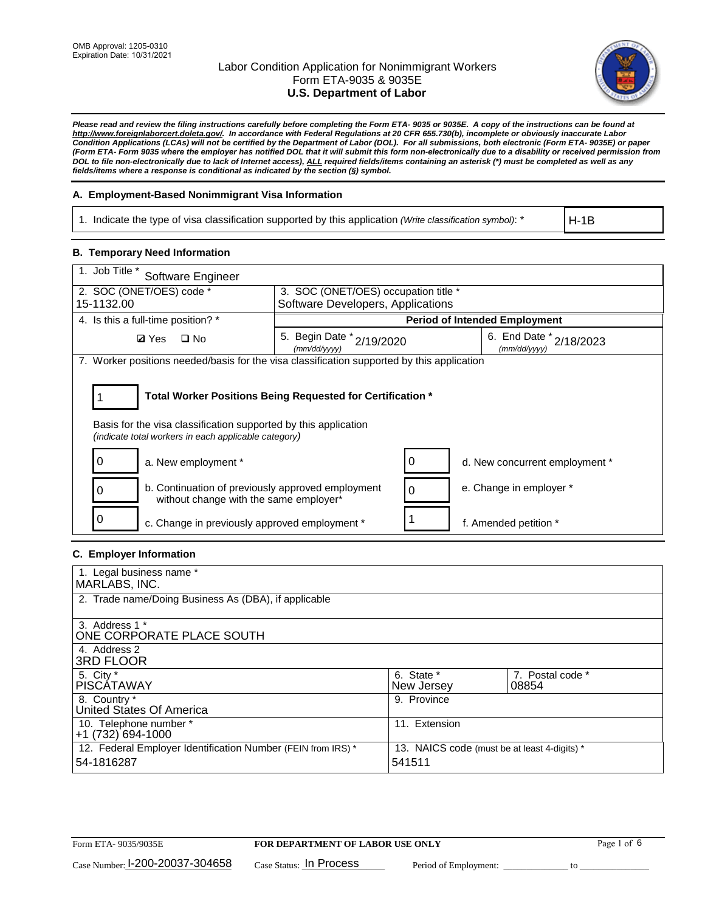OMB Approval: 1205-0310
Expiration Date: 10/31/2021

# Labor Condition Application for Nonimmigrant Workers
## Form ETA-9035 & 9035E
## **U.S. Department of Labor**

***Please read and review the filing instructions carefully before completing the Form ETA- 9035 or 9035E. A copy of the instructions can be found at http://www.foreignlaborcert.doleta.gov/. In accordance with Federal Regulations at 20 CFR 655.730(b), incomplete or obviously inaccurate Labor Condition Applications (LCAs) will not be certified by the Department of Labor (DOL). For all submissions, both electronic (Form ETA- 9035E) or paper (Form ETA- Form 9035 where the employer has notified DOL that it will submit this form non-electronically due to a disability or received permission from DOL to file non-electronically due to lack of Internet access), ALL required fields/items containing an asterisk (*) must be completed as well as any fields/items where a response is conditional as indicated by the section (§) symbol.***

### A. Employment-Based Nonimmigrant Visa Information

| 1. Indicate the type of visa classification supported by this application *(Write classification symbol)*: * | H-1B |
|---|---|

### B. Temporary Need Information

| 1. Job Title * Software Engineer | | |
|---|---|---|
| 2. SOC (ONET/OES) code * 15-1132.00 | 3. SOC (ONET/OES) occupation title * Software Developers, Applications | |
| 4. Is this a full-time position? * | **Period of Intended Employment** | |
| ☑ Yes ☐ No | 5. Begin Date * *(mm/dd/yyyy)* 2/19/2020 | 6. End Date * *(mm/dd/yyyy)* 2/18/2023 |

7. Worker positions needed/basis for the visa classification supported by this application

**1** — **Total Worker Positions Being Requested for Certification ***

Basis for the visa classification supported by this application
*(indicate total workers in each applicable category)*

| Count | Category | Count | Category |
|---|---|---|---|
| 0 | a. New employment * | 0 | d. New concurrent employment * |
| 0 | b. Continuation of previously approved employment without change with the same employer* | 0 | e. Change in employer * |
| 0 | c. Change in previously approved employment * | 1 | f. Amended petition * |

### C. Employer Information

| 1. Legal business name * MARLABS, INC. | | |
|---|---|---|
| 2. Trade name/Doing Business As (DBA), if applicable | | |
| 3. Address 1 * ONE CORPORATE PLACE SOUTH | | |
| 4. Address 2 3RD FLOOR | | |
| 5. City * PISCATAWAY | 6. State * New Jersey | 7. Postal code * 08854 |
| 8. Country * United States Of America | 9. Province | |
| 10. Telephone number * +1 (732) 694-1000 | 11. Extension | |
| 12. Federal Employer Identification Number (FEIN from IRS) * 54-1816287 | 13. NAICS code (must be at least 4-digits) * 541511 | |

Form ETA- 9035/9035E — **FOR DEPARTMENT OF LABOR USE ONLY**

Case Number: I-200-20037-304658 Case Status: In Process Period of Employment: ______________ to ______________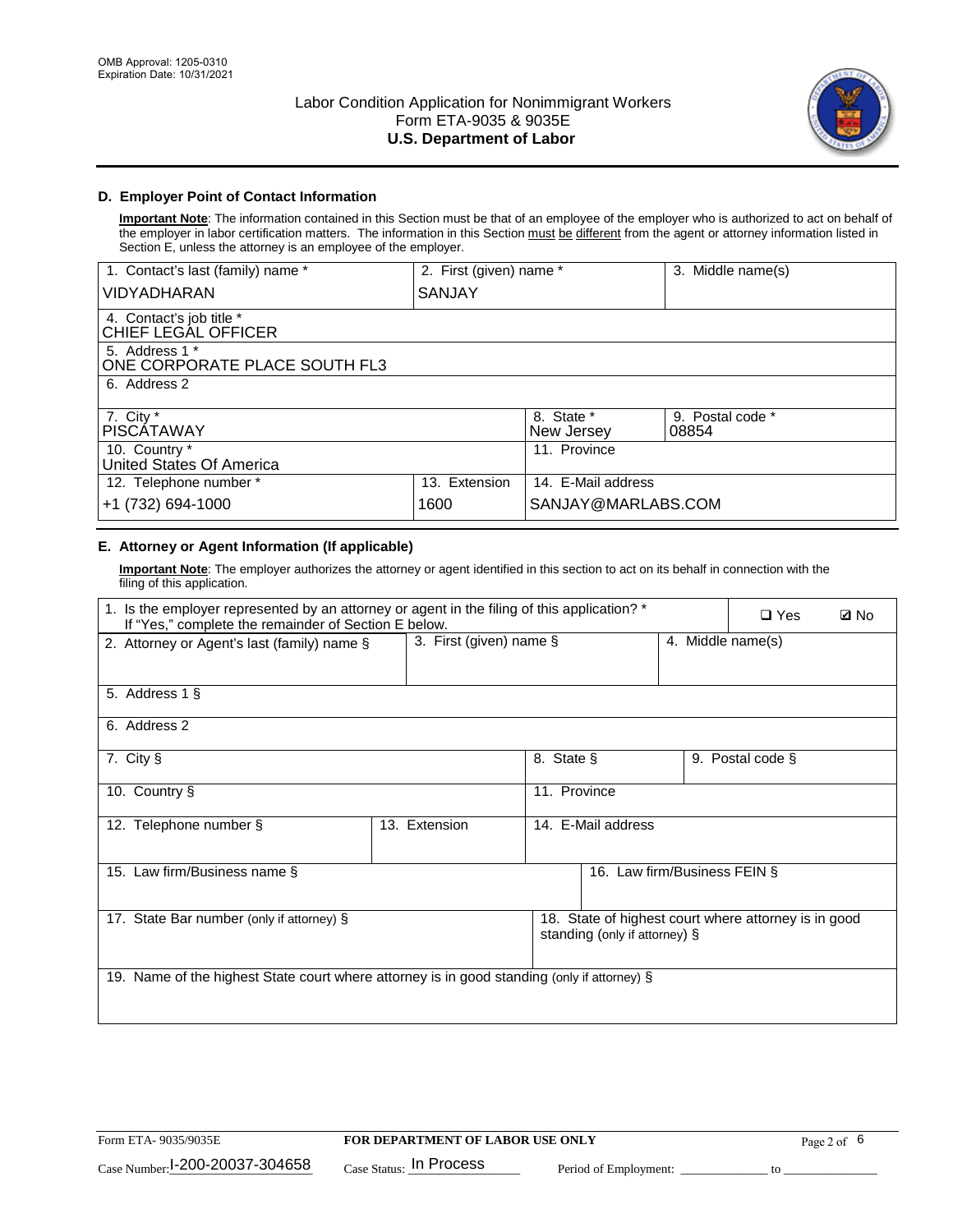## D. Employer Point of Contact Information

**Important Note**: The information contained in this Section must be that of an employee of the employer who is authorized to act on behalf of the employer in labor certification matters. The information in this Section must be different from the agent or attorney information listed in Section E, unless the attorney is an employee of the employer.

| 1. Contact's last (family) name * | 2. First (given) name * | 3. Middle name(s) |
|---|---|---|
| VIDYADHARAN | SANJAY | |

| 4. Contact's job title * |
|---|
| CHIEF LEGAL OFFICER |

| 5. Address 1 * |
|---|
| ONE CORPORATE PLACE SOUTH FL3 |

| 6. Address 2 |
|---|
| |

| 7. City * | 8. State * | 9. Postal code * |
|---|---|---|
| PISCATAWAY | New Jersey | 08854 |

| 10. Country * | 11. Province |
|---|---|
| United States Of America | |

| 12. Telephone number * | 13. Extension | 14. E-Mail address |
|---|---|---|
| +1 (732) 694-1000 | 1600 | SANJAY@MARLABS.COM |

## E. Attorney or Agent Information (If applicable)

**Important Note**: The employer authorizes the attorney or agent identified in this section to act on its behalf in connection with the filing of this application.

1. Is the employer represented by an attorney or agent in the filing of this application? * If "Yes," complete the remainder of Section E below. ❑ Yes ☑ No

| 2. Attorney or Agent's last (family) name § | 3. First (given) name § | 4. Middle name(s) |
|---|---|---|
| | | |

| 5. Address 1 § |
|---|
| |

| 6. Address 2 |
|---|
| |

| 7. City § | 8. State § | 9. Postal code § |
|---|---|---|
| | | |

| 10. Country § | 11. Province |
|---|---|
| | |

| 12. Telephone number § | 13. Extension | 14. E-Mail address |
|---|---|---|
| | | |

| 15. Law firm/Business name § | 16. Law firm/Business FEIN § |
|---|---|
| | |

| 17. State Bar number (only if attorney) § | 18. State of highest court where attorney is in good standing (only if attorney) § |
|---|---|
| | |

| 19. Name of the highest State court where attorney is in good standing (only if attorney) § |
|---|
| |

Form ETA- 9035/9035E | FOR DEPARTMENT OF LABOR USE ONLY

Case Number: I-200-20037-304658 Case Status: In Process Period of Employment: _____________ to _____________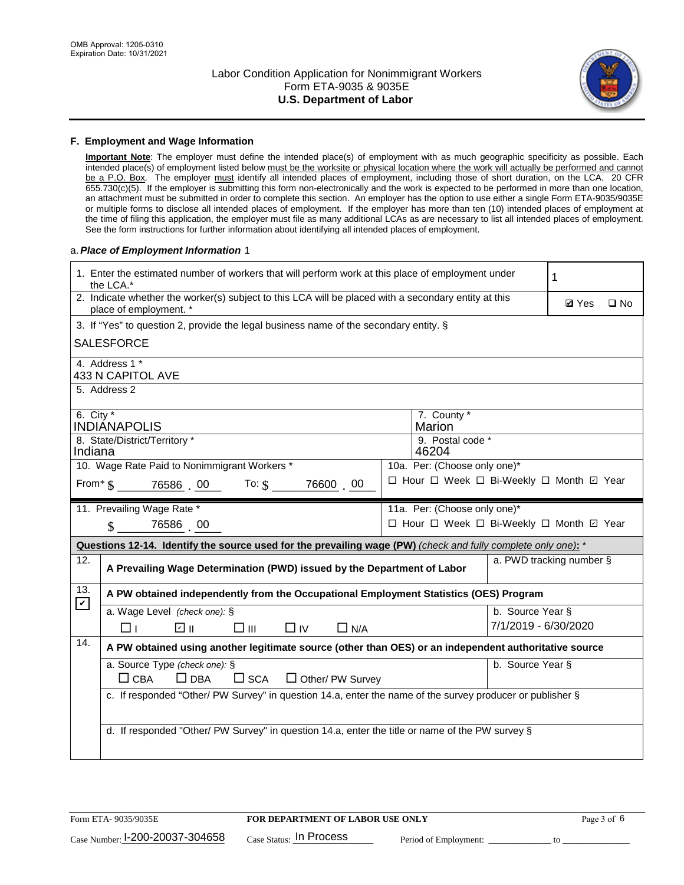### F. Employment and Wage Information

**Important Note**: The employer must define the intended place(s) of employment with as much geographic specificity as possible. Each intended place(s) of employment listed below must be the worksite or physical location where the work will actually be performed and cannot be a P.O. Box. The employer must identify all intended places of employment, including those of short duration, on the LCA. 20 CFR 655.730(c)(5). If the employer is submitting this form non-electronically and the work is expected to be performed in more than one location, an attachment must be submitted in order to complete this section. An employer has the option to use either a single Form ETA-9035/9035E or multiple forms to disclose all intended places of employment. If the employer has more than ten (10) intended places of employment at the time of filing this application, the employer must file as many additional LCAs as are necessary to list all intended places of employment. See the form instructions for further information about identifying all intended places of employment.

a. ***Place of Employment Information*** 1

1. Enter the estimated number of workers that will perform work at this place of employment under the LCA.* **1**

2. Indicate whether the worker(s) subject to this LCA will be placed with a secondary entity at this place of employment. * ☑ Yes ☐ No

3. If "Yes" to question 2, provide the legal business name of the secondary entity. §
SALESFORCE

4. Address 1 *
433 N CAPITOL AVE

5. Address 2

| 6. City * | 7. County * |
|---|---|
| INDIANAPOLIS | Marion |
| 8. State/District/Territory * | 9. Postal code * |
| Indiana | 46204 |

10. Wage Rate Paid to Nonimmigrant Workers *
From* $ 76586 . 00 To: $ 76600 . 00

10a. Per: (Choose only one)*
☐ Hour ☐ Week ☐ Bi-Weekly ☐ Month ☑ Year

11. Prevailing Wage Rate *
$ 76586 . 00

11a. Per: (Choose only one)*
☐ Hour ☐ Week ☐ Bi-Weekly ☐ Month ☑ Year

**Questions 12-14. Identify the source used for the prevailing wage (PW)** *(check and fully complete only one)*: *

12. ☐ **A Prevailing Wage Determination (PWD) issued by the Department of Labor**
a. PWD tracking number §

13. ☑ **A PW obtained independently from the Occupational Employment Statistics (OES) Program**
a. Wage Level *(check one):* § ☐ I ☑ II ☐ III ☐ IV ☐ N/A
b. Source Year § 7/1/2019 - 6/30/2020

14. ☐ **A PW obtained using another legitimate source (other than OES) or an independent authoritative source**
a. Source Type *(check one):* § ☐ CBA ☐ DBA ☐ SCA ☐ Other/ PW Survey
b. Source Year §
c. If responded "Other/ PW Survey" in question 14.a, enter the name of the survey producer or publisher §
d. If responded "Other/ PW Survey" in question 14.a, enter the title or name of the PW survey §

Form ETA- 9035/9035E **FOR DEPARTMENT OF LABOR USE ONLY**
Case Number: I-200-20037-304658 Case Status: In Process Period of Employment: ______________ to ______________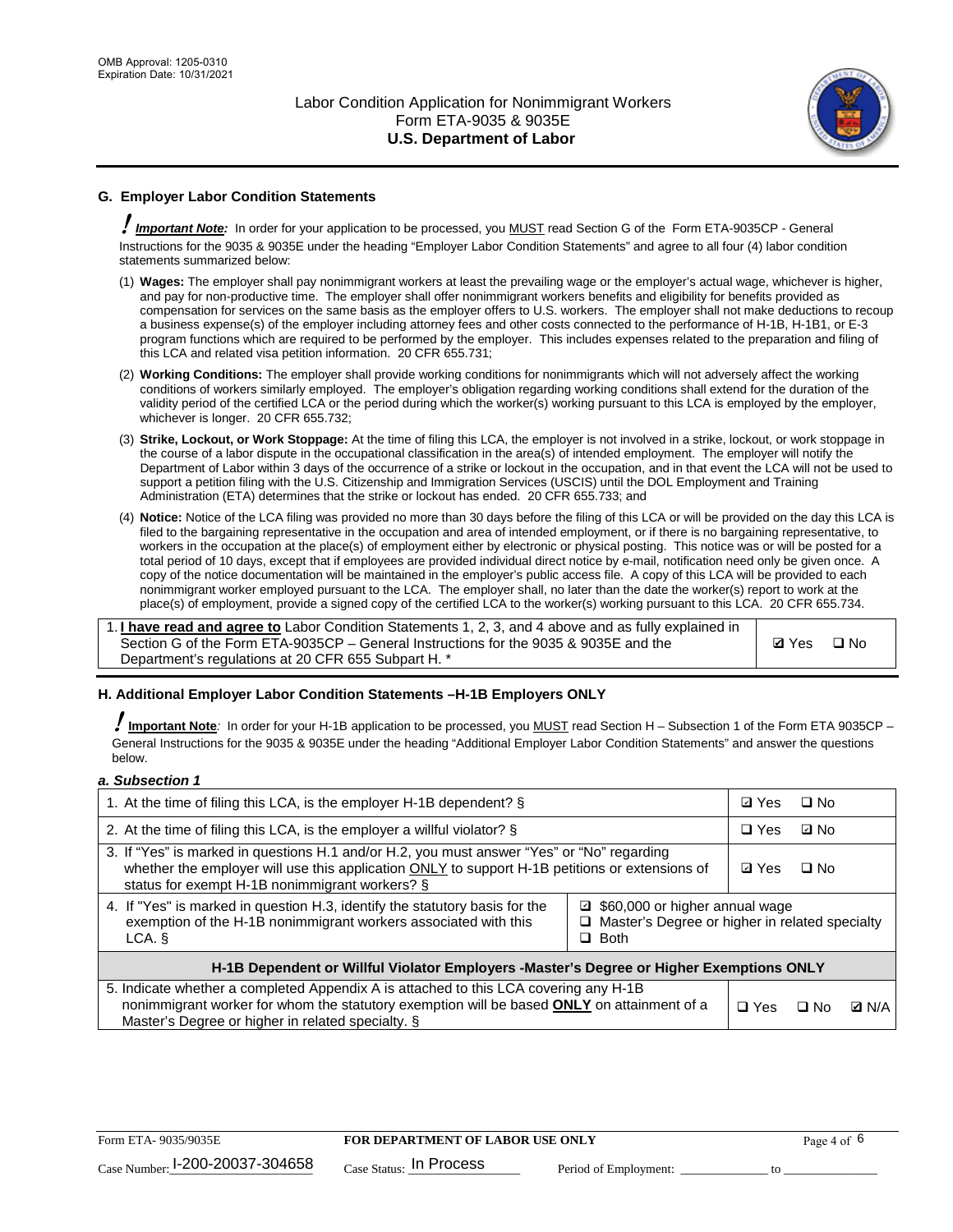## G. Employer Labor Condition Statements

! ***Important Note:*** In order for your application to be processed, you MUST read Section G of the Form ETA-9035CP - General Instructions for the 9035 & 9035E under the heading "Employer Labor Condition Statements" and agree to all four (4) labor condition statements summarized below:

(1) **Wages:** The employer shall pay nonimmigrant workers at least the prevailing wage or the employer's actual wage, whichever is higher, and pay for non-productive time. The employer shall offer nonimmigrant workers benefits and eligibility for benefits provided as compensation for services on the same basis as the employer offers to U.S. workers. The employer shall not make deductions to recoup a business expense(s) of the employer including attorney fees and other costs connected to the performance of H-1B, H-1B1, or E-3 program functions which are required to be performed by the employer. This includes expenses related to the preparation and filing of this LCA and related visa petition information. 20 CFR 655.731;

(2) **Working Conditions:** The employer shall provide working conditions for nonimmigrants which will not adversely affect the working conditions of workers similarly employed. The employer's obligation regarding working conditions shall extend for the duration of the validity period of the certified LCA or the period during which the worker(s) working pursuant to this LCA is employed by the employer, whichever is longer. 20 CFR 655.732;

(3) **Strike, Lockout, or Work Stoppage:** At the time of filing this LCA, the employer is not involved in a strike, lockout, or work stoppage in the course of a labor dispute in the occupational classification in the area(s) of intended employment. The employer will notify the Department of Labor within 3 days of the occurrence of a strike or lockout in the occupation, and in that event the LCA will not be used to support a petition filing with the U.S. Citizenship and Immigration Services (USCIS) until the DOL Employment and Training Administration (ETA) determines that the strike or lockout has ended. 20 CFR 655.733; and

(4) **Notice:** Notice of the LCA filing was provided no more than 30 days before the filing of this LCA or will be provided on the day this LCA is filed to the bargaining representative in the occupation and area of intended employment, or if there is no bargaining representative, to workers in the occupation at the place(s) of employment either by electronic or physical posting. This notice was or will be posted for a total period of 10 days, except that if employees are provided individual direct notice by e-mail, notification need only be given once. A copy of the notice documentation will be maintained in the employer's public access file. A copy of this LCA will be provided to each nonimmigrant worker employed pursuant to the LCA. The employer shall, no later than the date the worker(s) report to work at the place(s) of employment, provide a signed copy of the certified LCA to the worker(s) working pursuant to this LCA. 20 CFR 655.734.

| 1. **I have read and agree to** Labor Condition Statements 1, 2, 3, and 4 above and as fully explained in Section G of the Form ETA-9035CP – General Instructions for the 9035 & 9035E and the Department's regulations at 20 CFR 655 Subpart H. * | ☑ Yes ☐ No |
|---|---|

## H. Additional Employer Labor Condition Statements –H-1B Employers ONLY

! **Important Note**: In order for your H-1B application to be processed, you MUST read Section H – Subsection 1 of the Form ETA 9035CP – General Instructions for the 9035 & 9035E under the heading "Additional Employer Labor Condition Statements" and answer the questions below.

*a. Subsection 1*

| | | |
|---|---|---|
| 1. At the time of filing this LCA, is the employer H-1B dependent? § | | ☑ Yes ☐ No |
| 2. At the time of filing this LCA, is the employer a willful violator? § | | ☐ Yes ☑ No |
| 3. If "Yes" is marked in questions H.1 and/or H.2, you must answer "Yes" or "No" regarding whether the employer will use this application ONLY to support H-1B petitions or extensions of status for exempt H-1B nonimmigrant workers? § | | ☑ Yes ☐ No |
| 4. If "Yes" is marked in question H.3, identify the statutory basis for the exemption of the H-1B nonimmigrant workers associated with this LCA. § | ☑ $60,000 or higher annual wage<br>☐ Master's Degree or higher in related specialty<br>☐ Both | |
| **H-1B Dependent or Willful Violator Employers -Master's Degree or Higher Exemptions ONLY** | | |
| 5. Indicate whether a completed Appendix A is attached to this LCA covering any H-1B nonimmigrant worker for whom the statutory exemption will be based **ONLY** on attainment of a Master's Degree or higher in related specialty. § | | ☐ Yes ☐ No ☑ N/A |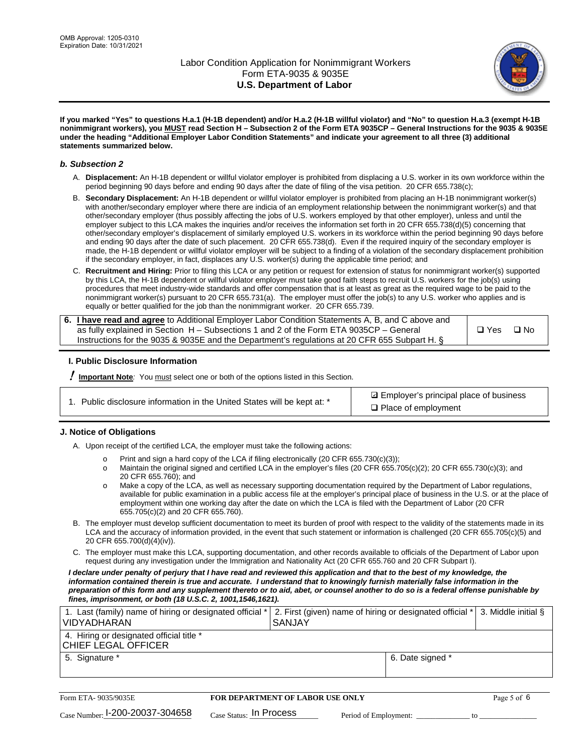**If you marked "Yes" to questions H.a.1 (H-1B dependent) and/or H.a.2 (H-1B willful violator) and "No" to question H.a.3 (exempt H-1B nonimmigrant workers), you MUST read Section H – Subsection 2 of the Form ETA 9035CP – General Instructions for the 9035 & 9035E under the heading "Additional Employer Labor Condition Statements" and indicate your agreement to all three (3) additional statements summarized below.**

### *b. Subsection 2*

A. **Displacement:** An H-1B dependent or willful violator employer is prohibited from displacing a U.S. worker in its own workforce within the period beginning 90 days before and ending 90 days after the date of filing of the visa petition. 20 CFR 655.738(c);

B. **Secondary Displacement:** An H-1B dependent or willful violator employer is prohibited from placing an H-1B nonimmigrant worker(s) with another/secondary employer where there are indicia of an employment relationship between the nonimmigrant worker(s) and that other/secondary employer (thus possibly affecting the jobs of U.S. workers employed by that other employer), unless and until the employer subject to this LCA makes the inquiries and/or receives the information set forth in 20 CFR 655.738(d)(5) concerning that other/secondary employer's displacement of similarly employed U.S. workers in its workforce within the period beginning 90 days before and ending 90 days after the date of such placement. 20 CFR 655.738(d). Even if the required inquiry of the secondary employer is made, the H-1B dependent or willful violator employer will be subject to a finding of a violation of the secondary displacement prohibition if the secondary employer, in fact, displaces any U.S. worker(s) during the applicable time period; and

C. **Recruitment and Hiring:** Prior to filing this LCA or any petition or request for extension of status for nonimmigrant worker(s) supported by this LCA, the H-1B dependent or willful violator employer must take good faith steps to recruit U.S. workers for the job(s) using procedures that meet industry-wide standards and offer compensation that is at least as great as the required wage to be paid to the nonimmigrant worker(s) pursuant to 20 CFR 655.731(a). The employer must offer the job(s) to any U.S. worker who applies and is equally or better qualified for the job than the nonimmigrant worker. 20 CFR 655.739.

| 6. **I have read and agree** to Additional Employer Labor Condition Statements A, B, and C above and as fully explained in Section H – Subsections 1 and 2 of the Form ETA 9035CP – General Instructions for the 9035 & 9035E and the Department's regulations at 20 CFR 655 Subpart H. § | ❑ Yes ❑ No |
|---|---|

### I. Public Disclosure Information

**! Important Note***:* You must select one or both of the options listed in this Section.

| 1. Public disclosure information in the United States will be kept at: * | ☑ Employer's principal place of business<br>❑ Place of employment |
|---|---|

### J. Notice of Obligations

A. Upon receipt of the certified LCA, the employer must take the following actions:

- o Print and sign a hard copy of the LCA if filing electronically (20 CFR 655.730(c)(3));
- o Maintain the original signed and certified LCA in the employer's files (20 CFR 655.705(c)(2); 20 CFR 655.730(c)(3); and 20 CFR 655.760); and
- o Make a copy of the LCA, as well as necessary supporting documentation required by the Department of Labor regulations, available for public examination in a public access file at the employer's principal place of business in the U.S. or at the place of employment within one working day after the date on which the LCA is filed with the Department of Labor (20 CFR 655.705(c)(2) and 20 CFR 655.760).

B. The employer must develop sufficient documentation to meet its burden of proof with respect to the validity of the statements made in its LCA and the accuracy of information provided, in the event that such statement or information is challenged (20 CFR 655.705(c)(5) and 20 CFR 655.700(d)(4)(iv)).

C. The employer must make this LCA, supporting documentation, and other records available to officials of the Department of Labor upon request during any investigation under the Immigration and Nationality Act (20 CFR 655.760 and 20 CFR Subpart I).

***I declare under penalty of perjury that I have read and reviewed this application and that to the best of my knowledge, the information contained therein is true and accurate. I understand that to knowingly furnish materially false information in the preparation of this form and any supplement thereto or to aid, abet, or counsel another to do so is a federal offense punishable by fines, imprisonment, or both (18 U.S.C. 2, 1001,1546,1621).***

| 1. Last (family) name of hiring or designated official * VIDYADHARAN | 2. First (given) name of hiring or designated official * SANJAY | 3. Middle initial § |
|---|---|---|
| 4. Hiring or designated official title * CHIEF LEGAL OFFICER | | |
| 5. Signature * | 6. Date signed * | |

Form ETA- 9035/9035E — **FOR DEPARTMENT OF LABOR USE ONLY**

Case Number: I-200-20037-304658 Case Status: In Process Period of Employment: _____________ to _____________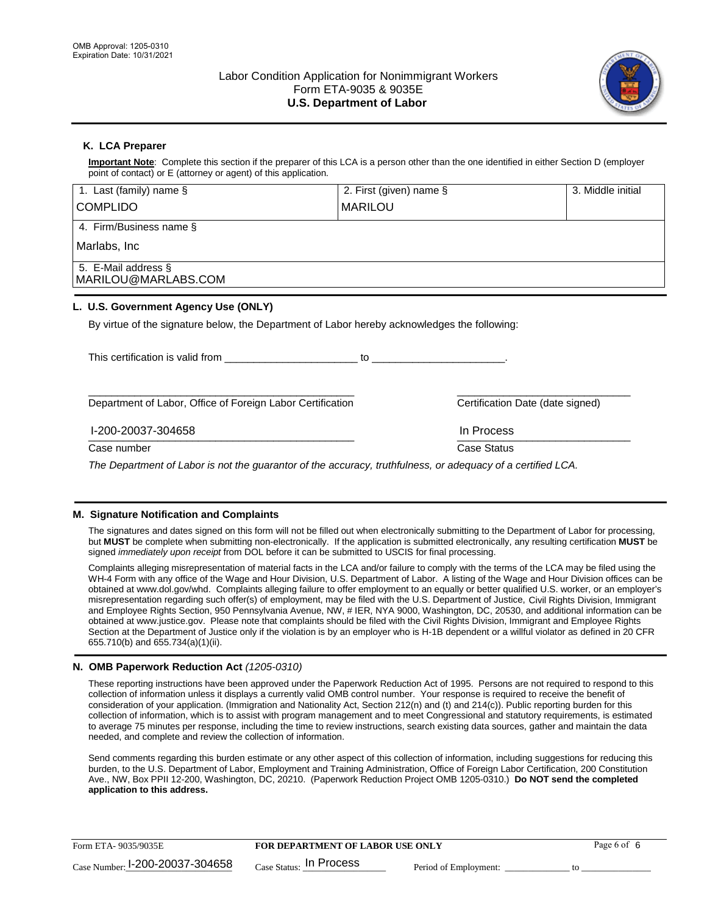OMB Approval: 1205-0310
Expiration Date: 10/31/2021

# Labor Condition Application for Nonimmigrant Workers
## Form ETA-9035 & 9035E
## U.S. Department of Labor

### K. LCA Preparer

**Important Note**: Complete this section if the preparer of this LCA is a person other than the one identified in either Section D (employer point of contact) or E (attorney or agent) of this application.

| 1. Last (family) name § | 2. First (given) name § | 3. Middle initial |
|---|---|---|
| COMPLIDO | MARILOU | |
| 4. Firm/Business name § | | |
| Marlabs, Inc | | |
| 5. E-Mail address § | | |
| MARILOU@MARLABS.COM | | |

### L. U.S. Government Agency Use (ONLY)

By virtue of the signature below, the Department of Labor hereby acknowledges the following:

This certification is valid from _______________________ to _______________________.

_______________________________________________ Department of Labor, Office of Foreign Labor Certification

_______________________________ Certification Date (date signed)

I-200-20037-304658
Case number

In Process
Case Status

*The Department of Labor is not the guarantor of the accuracy, truthfulness, or adequacy of a certified LCA.*

### M. Signature Notification and Complaints

The signatures and dates signed on this form will not be filled out when electronically submitting to the Department of Labor for processing, but **MUST** be complete when submitting non-electronically. If the application is submitted electronically, any resulting certification **MUST** be signed *immediately upon receipt* from DOL before it can be submitted to USCIS for final processing.

Complaints alleging misrepresentation of material facts in the LCA and/or failure to comply with the terms of the LCA may be filed using the WH-4 Form with any office of the Wage and Hour Division, U.S. Department of Labor. A listing of the Wage and Hour Division offices can be obtained at www.dol.gov/whd. Complaints alleging failure to offer employment to an equally or better qualified U.S. worker, or an employer's misrepresentation regarding such offer(s) of employment, may be filed with the U.S. Department of Justice, Civil Rights Division, Immigrant and Employee Rights Section, 950 Pennsylvania Avenue, NW, # IER, NYA 9000, Washington, DC, 20530, and additional information can be obtained at www.justice.gov. Please note that complaints should be filed with the Civil Rights Division, Immigrant and Employee Rights Section at the Department of Justice only if the violation is by an employer who is H-1B dependent or a willful violator as defined in 20 CFR 655.710(b) and 655.734(a)(1)(ii).

### N. OMB Paperwork Reduction Act *(1205-0310)*

These reporting instructions have been approved under the Paperwork Reduction Act of 1995. Persons are not required to respond to this collection of information unless it displays a currently valid OMB control number. Your response is required to receive the benefit of consideration of your application. (Immigration and Nationality Act, Section 212(n) and (t) and 214(c)). Public reporting burden for this collection of information, which is to assist with program management and to meet Congressional and statutory requirements, is estimated to average 75 minutes per response, including the time to review instructions, search existing data sources, gather and maintain the data needed, and complete and review the collection of information.

Send comments regarding this burden estimate or any other aspect of this collection of information, including suggestions for reducing this burden, to the U.S. Department of Labor, Employment and Training Administration, Office of Foreign Labor Certification, 200 Constitution Ave., NW, Box PPII 12-200, Washington, DC, 20210. (Paperwork Reduction Project OMB 1205-0310.) **Do NOT send the completed application to this address.**

Form ETA- 9035/9035E — **FOR DEPARTMENT OF LABOR USE ONLY**

Case Number: I-200-20037-304658 Case Status: In Process Period of Employment: _____________ to _____________